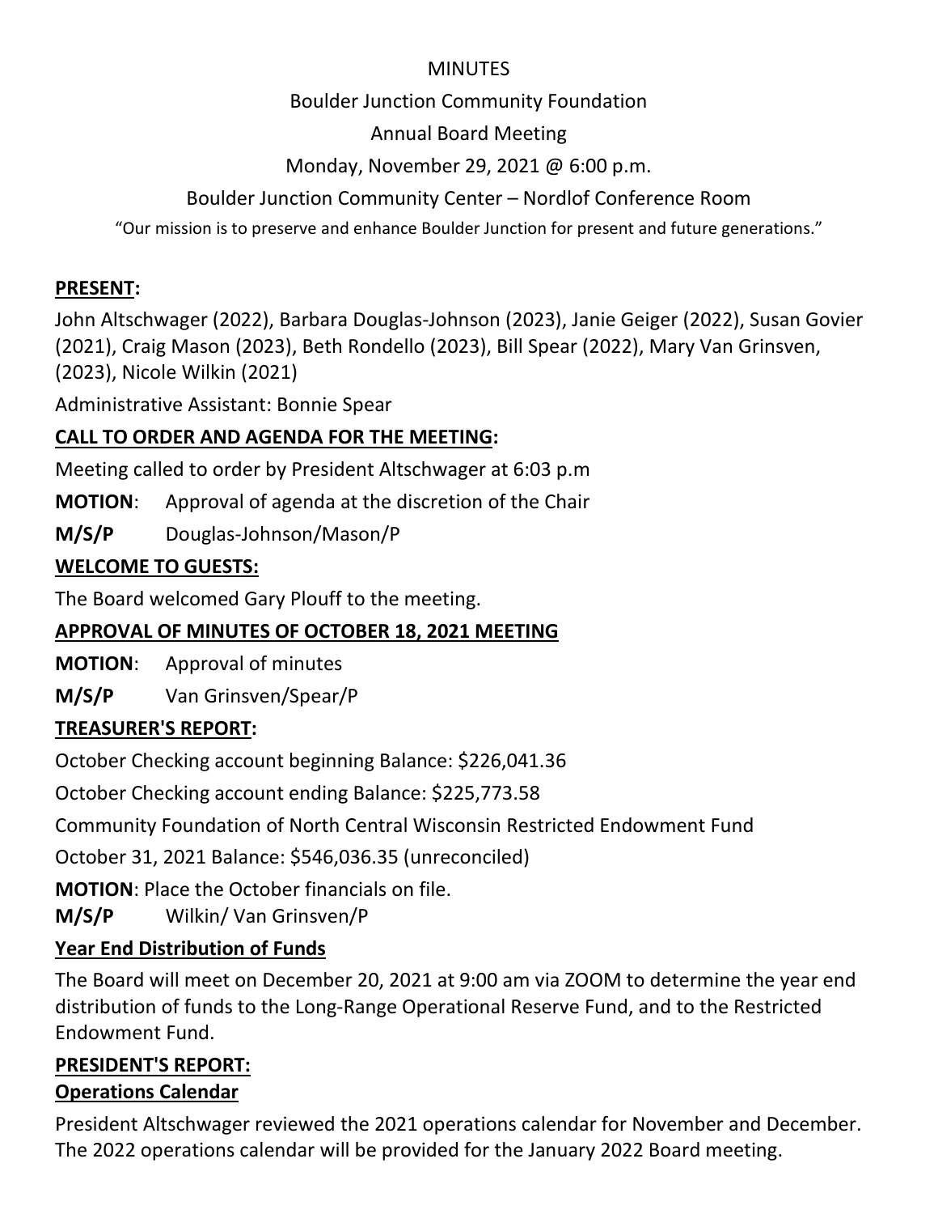MINUTES

Boulder Junction Community Foundation

Annual Board Meeting

Monday, November 29, 2021 @ 6:00 p.m.

Boulder Junction Community Center – Nordlof Conference Room

"Our mission is to preserve and enhance Boulder Junction for present and future generations."

**PRESENT:**

John Altschwager (2022), Barbara Douglas-Johnson (2023), Janie Geiger (2022), Susan Govier (2021), Craig Mason (2023), Beth Rondello (2023), Bill Spear (2022), Mary Van Grinsven, (2023), Nicole Wilkin (2021)

Administrative Assistant: Bonnie Spear

**CALL TO ORDER AND AGENDA FOR THE MEETING:**

Meeting called to order by President Altschwager at 6:03 p.m

**MOTION**: Approval of agenda at the discretion of the Chair

**M/S/P** Douglas-Johnson/Mason/P

**WELCOME TO GUESTS:**

The Board welcomed Gary Plouff to the meeting.

**APPROVAL OF MINUTES OF OCTOBER 18, 2021 MEETING**

**MOTION**: Approval of minutes

**M/S/P** Van Grinsven/Spear/P

**TREASURER'S REPORT:**

October Checking account beginning Balance: $226,041.36

October Checking account ending Balance: $225,773.58

Community Foundation of North Central Wisconsin Restricted Endowment Fund

October 31, 2021 Balance: $546,036.35 (unreconciled)

**MOTION**: Place the October financials on file.

**M/S/P** Wilkin/ Van Grinsven/P

**Year End Distribution of Funds**

The Board will meet on December 20, 2021 at 9:00 am via ZOOM to determine the year end distribution of funds to the Long-Range Operational Reserve Fund, and to the Restricted Endowment Fund.

**PRESIDENT'S REPORT:**

**Operations Calendar**

President Altschwager reviewed the 2021 operations calendar for November and December. The 2022 operations calendar will be provided for the January 2022 Board meeting.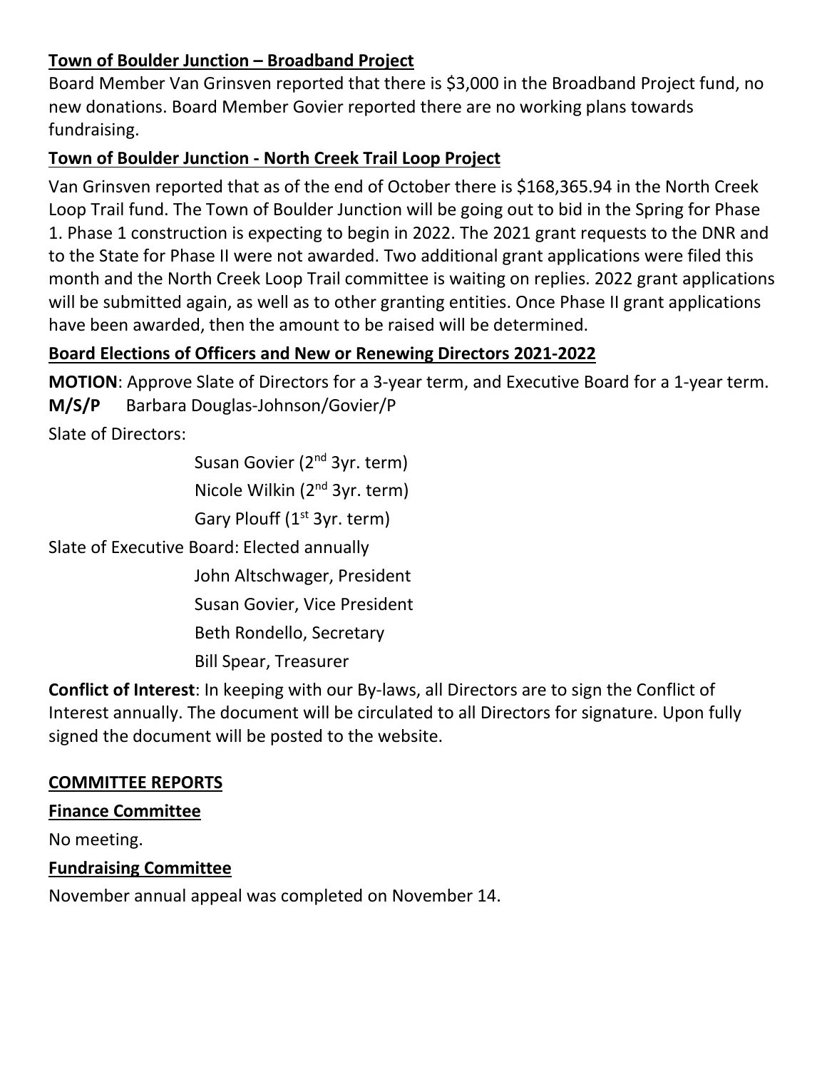**Town of Boulder Junction – Broadband Project**

Board Member Van Grinsven reported that there is $3,000 in the Broadband Project fund, no new donations. Board Member Govier reported there are no working plans towards fundraising.

**Town of Boulder Junction - North Creek Trail Loop Project**

Van Grinsven reported that as of the end of October there is $168,365.94 in the North Creek Loop Trail fund. The Town of Boulder Junction will be going out to bid in the Spring for Phase 1. Phase 1 construction is expecting to begin in 2022. The 2021 grant requests to the DNR and to the State for Phase II were not awarded. Two additional grant applications were filed this month and the North Creek Loop Trail committee is waiting on replies. 2022 grant applications will be submitted again, as well as to other granting entities. Once Phase II grant applications have been awarded, then the amount to be raised will be determined.

**Board Elections of Officers and New or Renewing Directors 2021-2022**

**MOTION**: Approve Slate of Directors for a 3-year term, and Executive Board for a 1-year term.

**M/S/P** Barbara Douglas-Johnson/Govier/P

Slate of Directors:

- Susan Govier (2nd 3yr. term)
- Nicole Wilkin (2nd 3yr. term)
- Gary Plouff (1st 3yr. term)

Slate of Executive Board: Elected annually

- John Altschwager, President
- Susan Govier, Vice President
- Beth Rondello, Secretary
- Bill Spear, Treasurer

**Conflict of Interest**: In keeping with our By-laws, all Directors are to sign the Conflict of Interest annually. The document will be circulated to all Directors for signature. Upon fully signed the document will be posted to the website.

**COMMITTEE REPORTS**

**Finance Committee**

No meeting.

**Fundraising Committee**

November annual appeal was completed on November 14.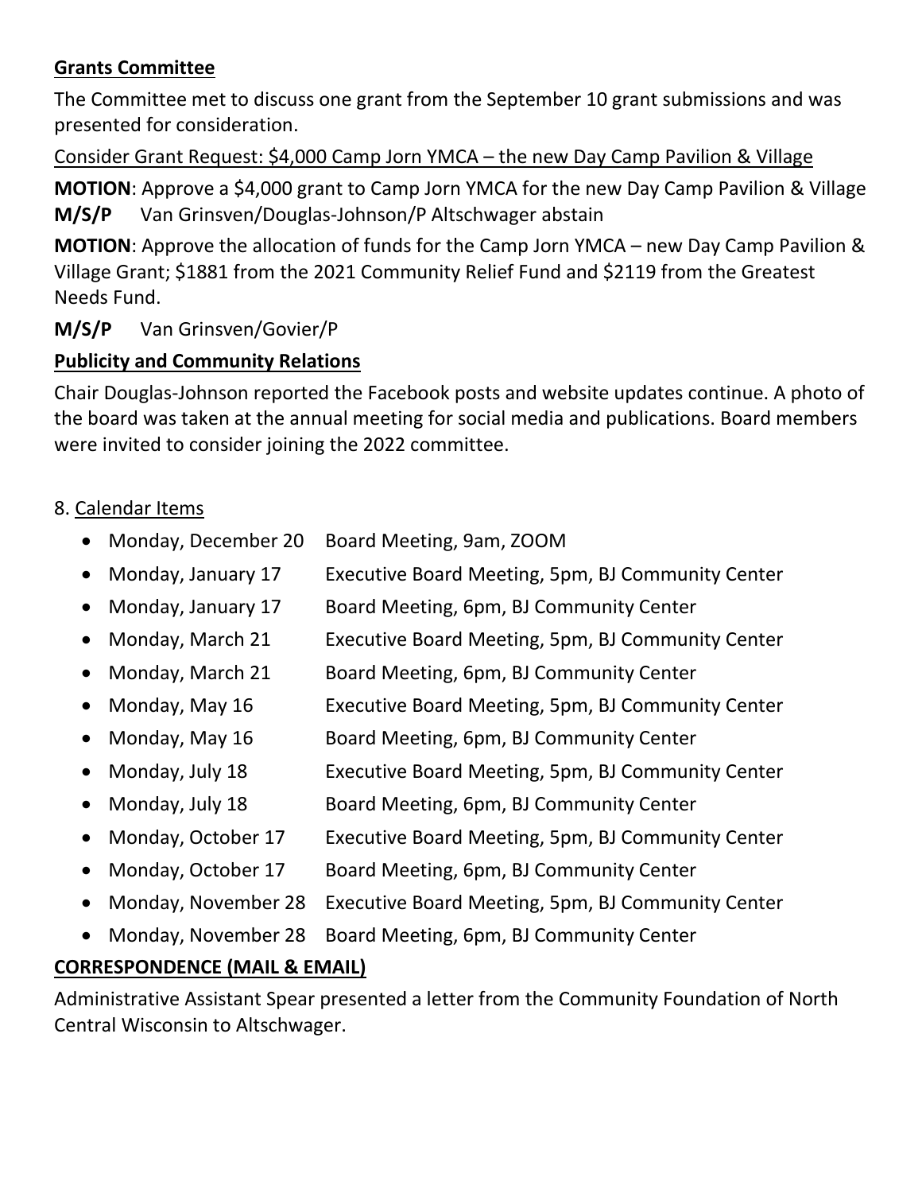**Grants Committee**

The Committee met to discuss one grant from the September 10 grant submissions and was presented for consideration.

Consider Grant Request: $4,000 Camp Jorn YMCA – the new Day Camp Pavilion & Village

**MOTION**: Approve a $4,000 grant to Camp Jorn YMCA for the new Day Camp Pavilion & Village

**M/S/P** Van Grinsven/Douglas-Johnson/P Altschwager abstain

**MOTION**: Approve the allocation of funds for the Camp Jorn YMCA – new Day Camp Pavilion & Village Grant; $1881 from the 2021 Community Relief Fund and $2119 from the Greatest Needs Fund.

**M/S/P** Van Grinsven/Govier/P

**Publicity and Community Relations**

Chair Douglas-Johnson reported the Facebook posts and website updates continue. A photo of the board was taken at the annual meeting for social media and publications. Board members were invited to consider joining the 2022 committee.

8. Calendar Items

- Monday, December 20 Board Meeting, 9am, ZOOM
- Monday, January 17 Executive Board Meeting, 5pm, BJ Community Center
- Monday, January 17 Board Meeting, 6pm, BJ Community Center
- Monday, March 21 Executive Board Meeting, 5pm, BJ Community Center
- Monday, March 21 Board Meeting, 6pm, BJ Community Center
- Monday, May 16 Executive Board Meeting, 5pm, BJ Community Center
- Monday, May 16 Board Meeting, 6pm, BJ Community Center
- Monday, July 18 Executive Board Meeting, 5pm, BJ Community Center
- Monday, July 18 Board Meeting, 6pm, BJ Community Center
- Monday, October 17 Executive Board Meeting, 5pm, BJ Community Center
- Monday, October 17 Board Meeting, 6pm, BJ Community Center
- Monday, November 28 Executive Board Meeting, 5pm, BJ Community Center
- Monday, November 28 Board Meeting, 6pm, BJ Community Center

**CORRESPONDENCE (MAIL & EMAIL)**

Administrative Assistant Spear presented a letter from the Community Foundation of North Central Wisconsin to Altschwager.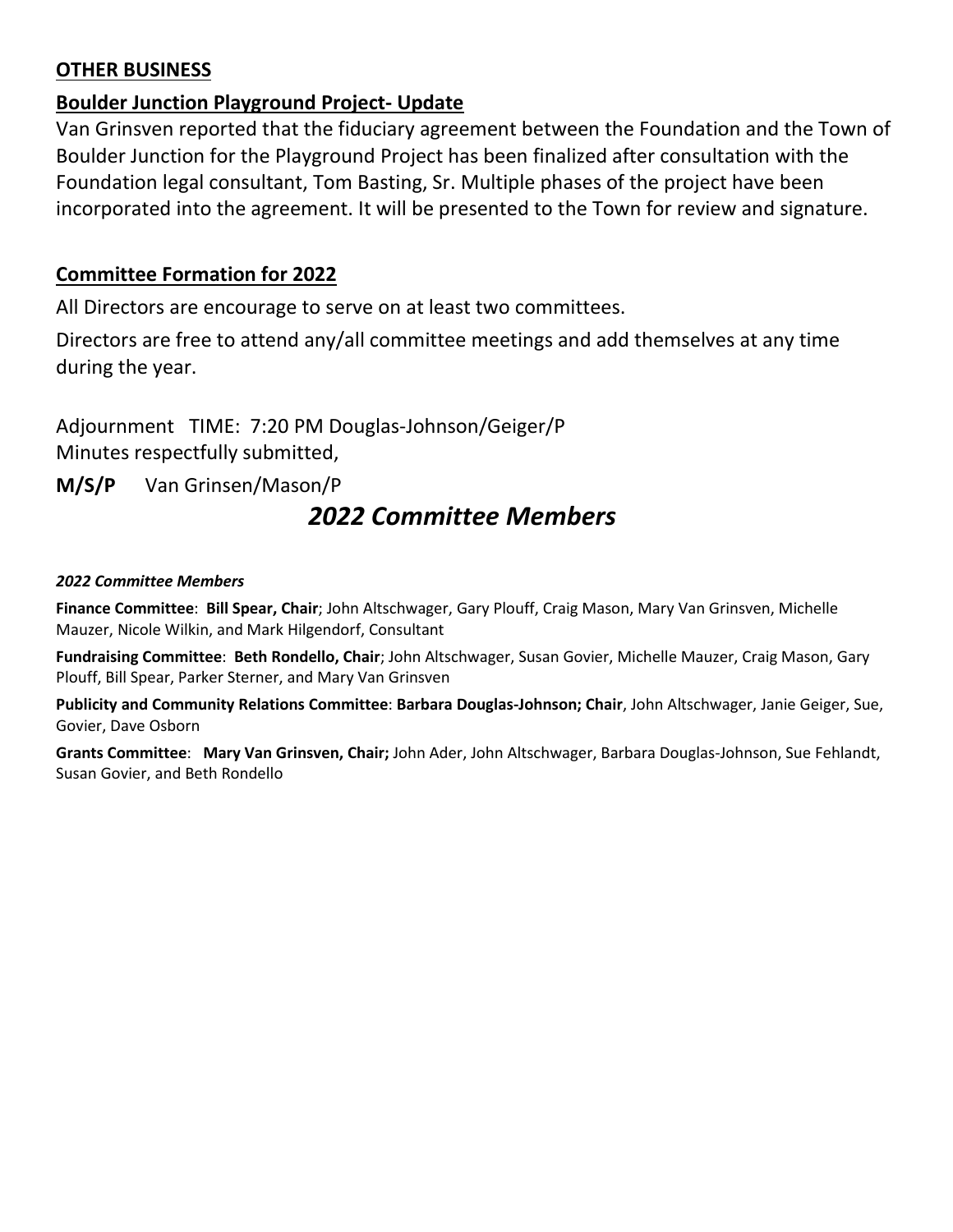## OTHER BUSINESS

### Boulder Junction Playground Project- Update

Van Grinsven reported that the fiduciary agreement between the Foundation and the Town of Boulder Junction for the Playground Project has been finalized after consultation with the Foundation legal consultant, Tom Basting, Sr. Multiple phases of the project have been incorporated into the agreement. It will be presented to the Town for review and signature.

### Committee Formation for 2022

All Directors are encourage to serve on at least two committees.

Directors are free to attend any/all committee meetings and add themselves at any time during the year.

Adjournment TIME: 7:20 PM Douglas-Johnson/Geiger/P
Minutes respectfully submitted,

**M/S/P** Van Grinsen/Mason/P

# *2022 Committee Members*

***2022 Committee Members***

**Finance Committee**: **Bill Spear, Chair**; John Altschwager, Gary Plouff, Craig Mason, Mary Van Grinsven, Michelle Mauzer, Nicole Wilkin, and Mark Hilgendorf, Consultant

**Fundraising Committee**: **Beth Rondello, Chair**; John Altschwager, Susan Govier, Michelle Mauzer, Craig Mason, Gary Plouff, Bill Spear, Parker Sterner, and Mary Van Grinsven

**Publicity and Community Relations Committee**: **Barbara Douglas-Johnson; Chair**, John Altschwager, Janie Geiger, Sue, Govier, Dave Osborn

**Grants Committee**: **Mary Van Grinsven, Chair;** John Ader, John Altschwager, Barbara Douglas-Johnson, Sue Fehlandt, Susan Govier, and Beth Rondello